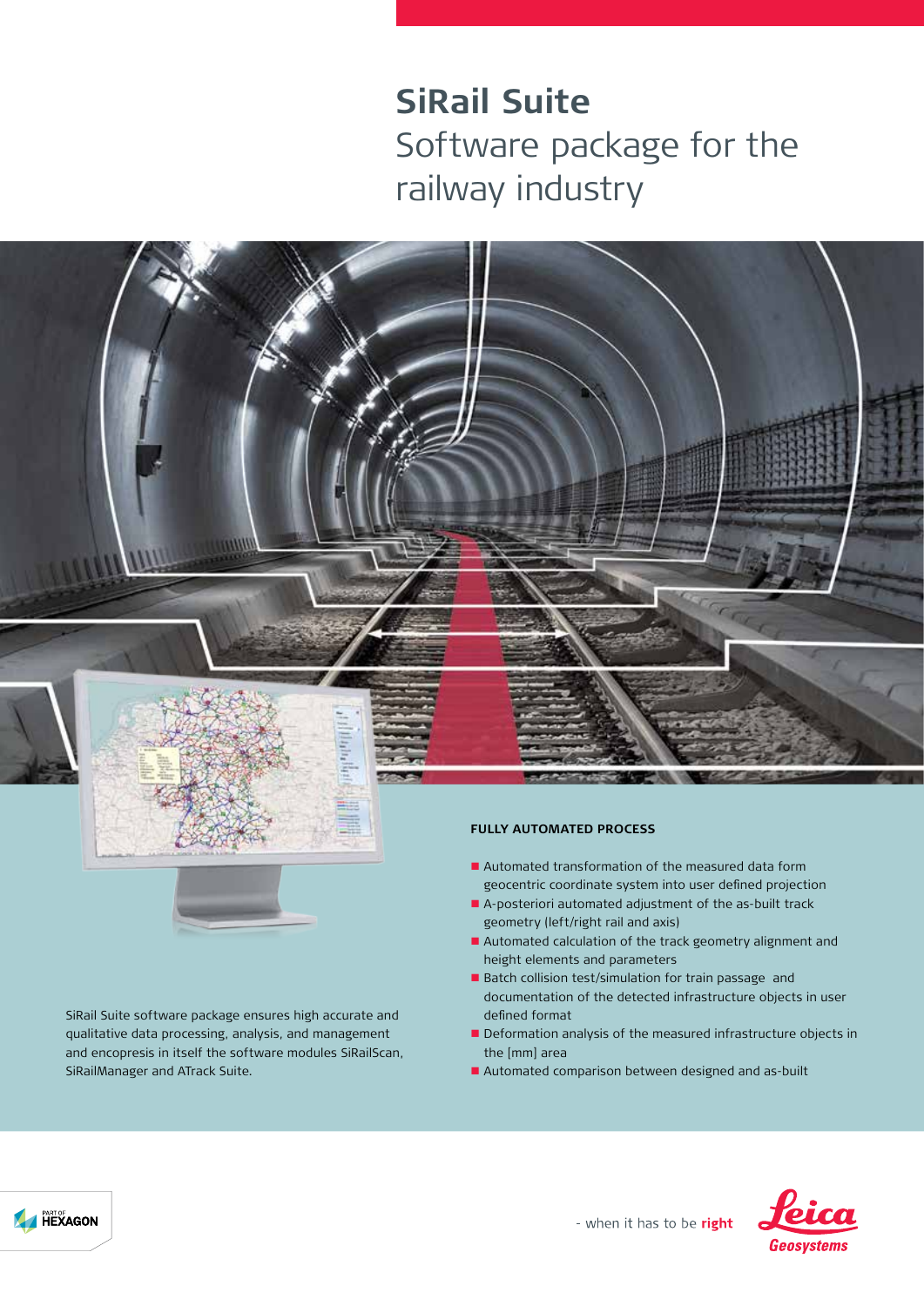# SiRail Suite

## Software package for the railway industry

SiRail Suite software package ensures high accurate and qualitative data processing, analysis, and management and encopresis in itself the software modules SiRailScan, SiRailManager and ATrack Suite.

### FULLY AUTOMATED PROCESS

- Automated transformation of the measured data form geocentric coordinate system into user defined projection
- A-posteriori automated adjustment of the as-built track geometry (left/right rail and axis)
- Automated calculation of the track geometry alignment and height elements and parameters
- Batch collision test/simulation for train passage and documentation of the detected infrastructure objects in user defined format
- Deformation analysis of the measured infrastructure objects in the [mm] area
- Automated comparison between designed and as-built

PART OF HEXAGON

- when it has to be **right**

Leica Geosystems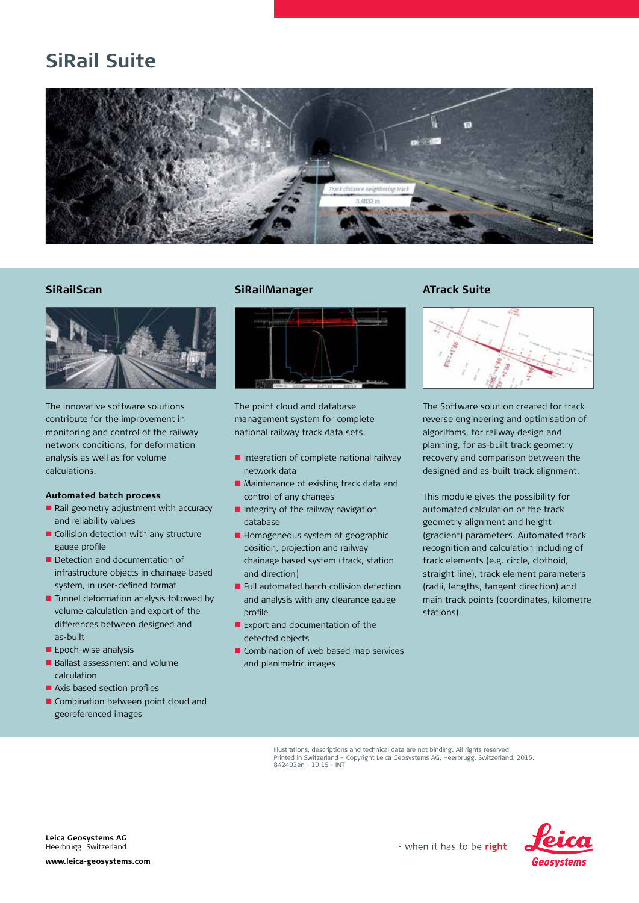# SiRail Suite

## SiRailScan

The innovative software solutions contribute for the improvement in monitoring and control of the railway network conditions, for deformation analysis as well as for volume calculations.

**Automated batch process**

- Rail geometry adjustment with accuracy and reliability values
- Collision detection with any structure gauge profile
- Detection and documentation of infrastructure objects in chainage based system, in user-defined format
- Tunnel deformation analysis followed by volume calculation and export of the differences between designed and as-built
- Epoch-wise analysis
- Ballast assessment and volume calculation
- Axis based section profiles
- Combination between point cloud and georeferenced images

## SiRailManager

The point cloud and database management system for complete national railway track data sets.

- Integration of complete national railway network data
- Maintenance of existing track data and control of any changes
- Integrity of the railway navigation database
- Homogeneous system of geographic position, projection and railway chainage based system (track, station and direction)
- Full automated batch collision detection and analysis with any clearance gauge profile
- Export and documentation of the detected objects
- Combination of web based map services and planimetric images

## ATrack Suite

The Software solution created for track reverse engineering and optimisation of algorithms, for railway design and planning, for as-built track geometry recovery and comparison between the designed and as-built track alignment.

This module gives the possibility for automated calculation of the track geometry alignment and height (gradient) parameters. Automated track recognition and calculation including of track elements (e.g. circle, clothoid, straight line), track element parameters (radii, lengths, tangent direction) and main track points (coordinates, kilometre stations).

Illustrations, descriptions and technical data are not binding. All rights reserved.
Printed in Switzerland – Copyright Leica Geosystems AG, Heerbrugg, Switzerland, 2015.
842403en - 10.15 - INT

**Leica Geosystems AG**
Heerbrugg, Switzerland

**www.leica-geosystems.com**

- when it has to be **right**

Leica Geosystems